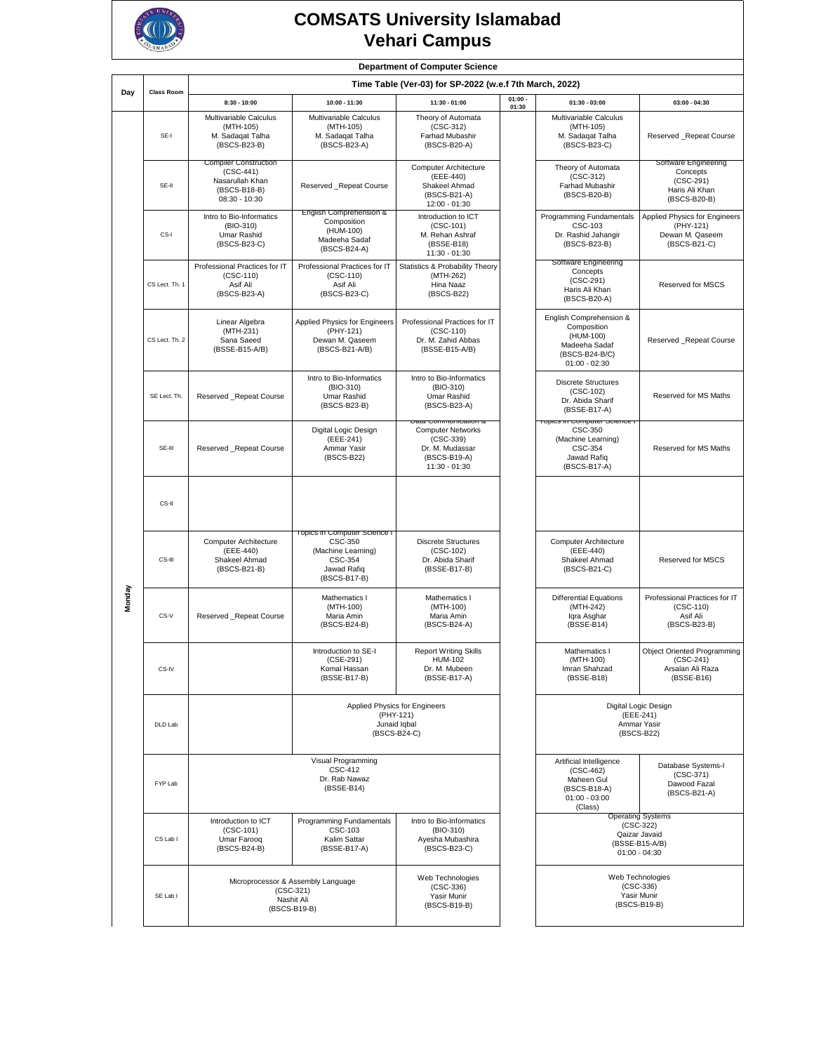# COMSATS University Islamabad
# Vehari Campus

**Department of Computer Science**

**Time Table (Ver-03) for SP-2022 (w.e.f 7th March, 2022)**

| Day | Class Room | 8:30 - 10:00 | 10:00 - 11:30 | 11:30 - 01:00 | 01:00 - 01:30 | 01:30 - 03:00 | 03:00 - 04:30 |
|---|---|---|---|---|---|---|---|
| Monday | SE-I | Multivariable Calculus (MTH-105) M. Sadaqat Talha (BSCS-B23-B) | Multivariable Calculus (MTH-105) M. Sadaqat Talha (BSCS-B23-A) | Theory of Automata (CSC-312) Farhad Mubashir (BSCS-B20-A) | | Multivariable Calculus (MTH-105) M. Sadaqat Talha (BSCS-B23-C) | Reserved _Repeat Course |
| | SE-II | Compiler Construction (CSC-441) Nasarullah Khan (BSCS-B18-B) 08:30 - 10:30 | Reserved _Repeat Course | Computer Architecture (EEE-440) Shakeel Ahmad (BSCS-B21-A) 12:00 - 01:30 | | Theory of Automata (CSC-312) Farhad Mubashir (BSCS-B20-B) | Software Engineering Concepts (CSC-291) Haris Ali Khan (BSCS-B20-B) |
| | CS-I | Intro to Bio-Informatics (BIO-310) Umar Rashid (BSCS-B23-C) | English Comprehension & Composition (HUM-100) Madeeha Sadaf (BSCS-B24-A) | Introduction to ICT (CSC-101) M. Rehan Ashraf (BSSE-B18) 11:30 - 01:30 | | Programming Fundamentals CSC-103 Dr. Rashid Jahangir (BSCS-B23-B) | Applied Physics for Engineers (PHY-121) Dewan M. Qaseem (BSCS-B21-C) |
| | CS Lect. Th. 1 | Professional Practices for IT (CSC-110) Asif Ali (BSCS-B23-A) | Professional Practices for IT (CSC-110) Asif Ali (BSCS-B23-C) | Statistics & Probability Theory (MTH-262) Hina Naaz (BSCS-B22) | | Software Engineering Concepts (CSC-291) Haris Ali Khan (BSCS-B20-A) | Reserved for MSCS |
| | CS Lect. Th. 2 | Linear Algebra (MTH-231) Sana Saeed (BSSE-B15-A/B) | Applied Physics for Engineers (PHY-121) Dewan M. Qaseem (BSCS-B21-A/B) | Professional Practices for IT (CSC-110) Dr. M. Zahid Abbas (BSSE-B15-A/B) | | English Comprehension & Composition (HUM-100) Madeeha Sadaf (BSCS-B24-B/C) 01:00 - 02:30 | Reserved _Repeat Course |
| | SE Lect. Th. | Reserved _Repeat Course | Intro to Bio-Informatics (BIO-310) Umar Rashid (BSCS-B23-B) | Intro to Bio-Informatics (BIO-310) Umar Rashid (BSCS-B23-A) | | Discrete Structures (CSC-102) Dr. Abida Sharif (BSSE-B17-A) | Reserved for MS Maths |
| | SE-III | Reserved _Repeat Course | Digital Logic Design (EEE-241) Ammar Yasir (BSCS-B22) | Data Communication & Computer Networks (CSC-339) Dr. M. Mudassar (BSCS-B19-A) 11:30 - 01:30 | | Topics in Computer Science I CSC-350 (Machine Learning) CSC-354 Jawad Rafiq (BSCS-B17-A) | Reserved for MS Maths |
| | CS-II | | | | | | |
| | CS-III | Computer Architecture (EEE-440) Shakeel Ahmad (BSCS-B21-B) | Topics in Computer Science I CSC-350 (Machine Learning) CSC-354 Jawad Rafiq (BSCS-B17-B) | Discrete Structures (CSC-102) Dr. Abida Sharif (BSSE-B17-B) | | Computer Architecture (EEE-440) Shakeel Ahmad (BSCS-B21-C) | Reserved for MSCS |
| | CS-V | Reserved _Repeat Course | Mathematics I (MTH-100) Maria Amin (BSCS-B24-B) | Mathematics I (MTH-100) Maria Amin (BSCS-B24-A) | | Differential Equations (MTH-242) Iqra Asghar (BSSE-B14) | Professional Practices for IT (CSC-110) Asif Ali (BSCS-B23-B) |
| | CS-IV | | Introduction to SE-I (CSE-291) Komal Hassan (BSSE-B17-B) | Report Writing Skills HUM-102 Dr. M. Mubeen (BSSE-B17-A) | | Mathematics I (MTH-100) Imran Shahzad (BSSE-B18) | Object Oriented Programming (CSC-241) Arsalan Ali Raza (BSSE-B16) |
| | DLD Lab | | Applied Physics for Engineers (PHY-121) Junaid Iqbal (BSCS-B24-C) | | | Digital Logic Design (EEE-241) Ammar Yasir (BSCS-B22) | |
| | FYP Lab | Visual Programming CSC-412 Dr. Rab Nawaz (BSSE-B14) | | | | Artificial Intelligence (CSC-462) Maheen Gul (BSCS-B18-A) 01:00 - 03:00 (Class) | Database Systems-I (CSC-371) Dawood Fazal (BSCS-B21-A) |
| | CS Lab I | Introduction to ICT (CSC-101) Umar Farooq (BSCS-B24-B) | Programming Fundamentals CSC-103 Kalim Sattar (BSSE-B17-A) | Intro to Bio-Informatics (BIO-310) Ayesha Mubashira (BSCS-B23-C) | | Operating Systems (CSC-322) Qaizar Javaid (BSSE-B15-A/B) 01:00 - 04:30 | |
| | SE Lab I | Microprocessor & Assembly Language (CSC-321) Nashit Ali (BSCS-B19-B) | | Web Technologies (CSC-336) Yasir Munir (BSCS-B19-B) | | Web Technologies (CSC-336) Yasir Munir (BSCS-B19-B) | |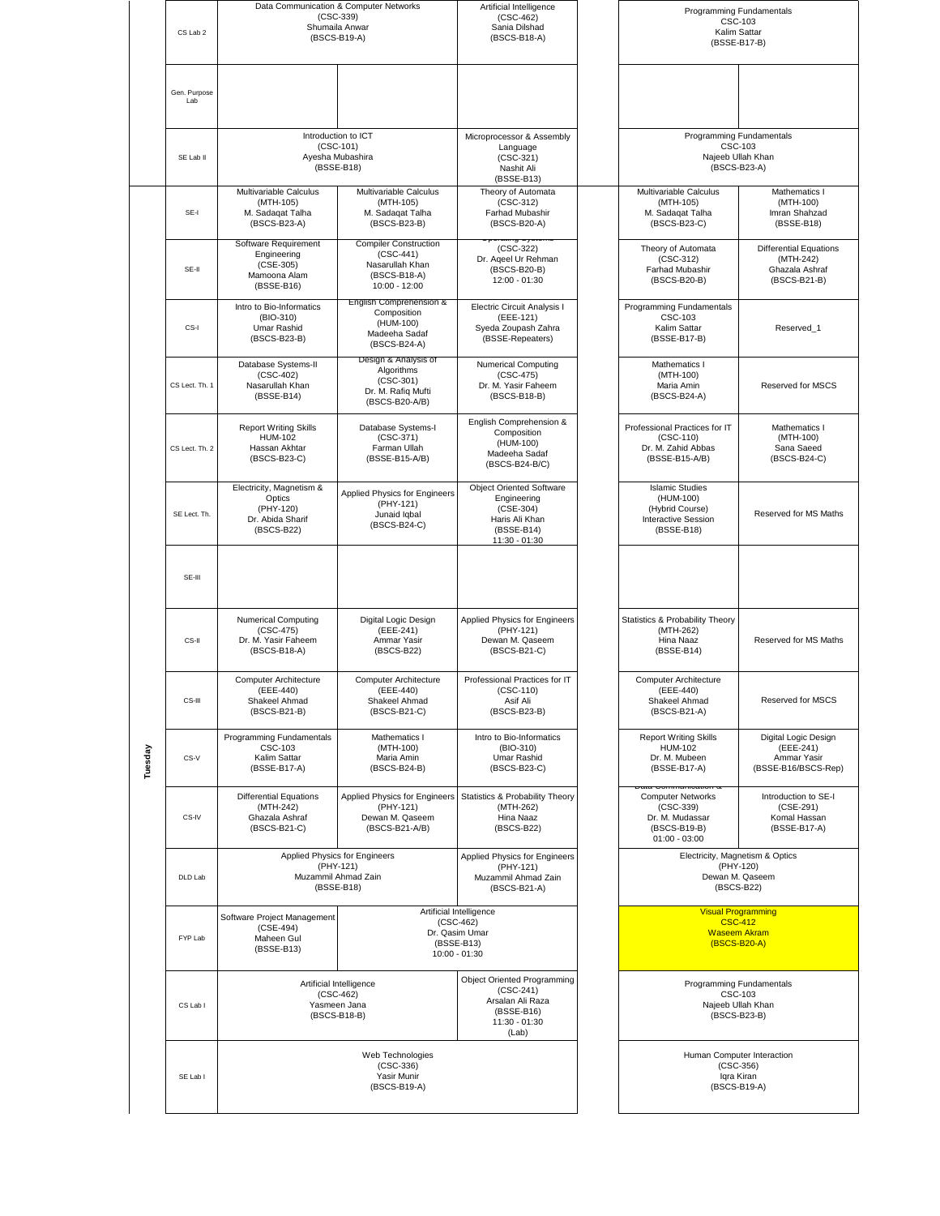| | Room | Slot 1 | Slot 2 | Slot 3 | | Slot 4 | Slot 5 |
|---|---|---|---|---|---|---|---|
| | CS Lab 2 | Data Communication & Computer Networks (CSC-339) Shumaila Anwar (BSCS-B19-A) | | Artificial Intelligence (CSC-462) Sania Dilshad (BSCS-B18-A) | | Programming Fundamentals CSC-103 Kalim Sattar (BSSE-B17-B) | |
| | Gen. Purpose Lab | | | | | | |
| | SE Lab II | Introduction to ICT (CSC-101) Ayesha Mubashira (BSSE-B18) | | Microprocessor & Assembly Language (CSC-321) Nashit Ali (BSSE-B13) | | Programming Fundamentals CSC-103 Najeeb Ullah Khan (BSCS-B23-A) | |
| Tuesday | SE-I | Multivariable Calculus (MTH-105) M. Sadaqat Talha (BSCS-B23-A) | Multivariable Calculus (MTH-105) M. Sadaqat Talha (BSCS-B23-B) | Theory of Automata (CSC-312) Farhad Mubashir (BSCS-B20-A) | | Multivariable Calculus (MTH-105) M. Sadaqat Talha (BSCS-B23-C) | Mathematics I (MTH-100) Imran Shahzad (BSSE-B18) |
| | SE-II | Software Requirement Engineering (CSE-305) Mamoona Alam (BSSE-B16) | Compiler Construction (CSC-441) Nasarullah Khan (BSCS-B18-A) 10:00 - 12:00 | Operating Systems (CSC-322) Dr. Aqeel Ur Rehman (BSCS-B20-B) 12:00 - 01:30 | | Theory of Automata (CSC-312) Farhad Mubashir (BSCS-B20-B) | Differential Equations (MTH-242) Ghazala Ashraf (BSCS-B21-B) |
| | CS-I | Intro to Bio-Informatics (BIO-310) Umar Rashid (BSCS-B23-B) | English Comprehension & Composition (HUM-100) Madeeha Sadaf (BSCS-B24-A) | Electric Circuit Analysis I (EEE-121) Syeda Zoupash Zahra (BSSE-Repeaters) | | Programming Fundamentals CSC-103 Kalim Sattar (BSSE-B17-B) | Reserved_1 |
| | CS Lect. Th. 1 | Database Systems-II (CSC-402) Nasarullah Khan (BSSE-B14) | Design & Analysis of Algorithms (CSC-301) Dr. M. Rafiq Mufti (BSCS-B20-A/B) | Numerical Computing (CSC-475) Dr. M. Yasir Faheem (BSCS-B18-B) | | Mathematics I (MTH-100) Maria Amin (BSCS-B24-A) | Reserved for MSCS |
| | CS Lect. Th. 2 | Report Writing Skills HUM-102 Hassan Akhtar (BSCS-B23-C) | Database Systems-I (CSC-371) Farman Ullah (BSSE-B15-A/B) | English Comprehension & Composition (HUM-100) Madeeha Sadaf (BSCS-B24-B/C) | | Professional Practices for IT (CSC-110) Dr. M. Zahid Abbas (BSSE-B15-A/B) | Mathematics I (MTH-100) Sana Saeed (BSCS-B24-C) |
| | SE Lect. Th. | Electricity, Magnetism & Optics (PHY-120) Dr. Abida Sharif (BSCS-B22) | Applied Physics for Engineers (PHY-121) Junaid Iqbal (BSCS-B24-C) | Object Oriented Software Engineering (CSE-304) Haris Ali Khan (BSSE-B14) 11:30 - 01:30 | | Islamic Studies (HUM-100) (Hybrid Course) Interactive Session (BSSE-B18) | Reserved for MS Maths |
| | SE-III | | | | | | |
| | CS-II | Numerical Computing (CSC-475) Dr. M. Yasir Faheem (BSCS-B18-A) | Digital Logic Design (EEE-241) Ammar Yasir (BSCS-B22) | Applied Physics for Engineers (PHY-121) Dewan M. Qaseem (BSCS-B21-C) | | Statistics & Probability Theory (MTH-262) Hina Naaz (BSSE-B14) | Reserved for MS Maths |
| | CS-III | Computer Architecture (EEE-440) Shakeel Ahmad (BSCS-B21-B) | Computer Architecture (EEE-440) Shakeel Ahmad (BSCS-B21-C) | Professional Practices for IT (CSC-110) Asif Ali (BSCS-B23-B) | | Computer Architecture (EEE-440) Shakeel Ahmad (BSCS-B21-A) | Reserved for MSCS |
| | CS-V | Programming Fundamentals CSC-103 Kalim Sattar (BSSE-B17-A) | Mathematics I (MTH-100) Maria Amin (BSCS-B24-B) | Intro to Bio-Informatics (BIO-310) Umar Rashid (BSCS-B23-C) | | Report Writing Skills HUM-102 Dr. M. Mubeen (BSSE-B17-A) | Digital Logic Design (EEE-241) Ammar Yasir (BSSE-B16/BSCS-Rep) |
| | CS-IV | Differential Equations (MTH-242) Ghazala Ashraf (BSCS-B21-C) | Applied Physics for Engineers (PHY-121) Dewan M. Qaseem (BSCS-B21-A/B) | Statistics & Probability Theory (MTH-262) Hina Naaz (BSCS-B22) | | Data Communication & Computer Networks (CSC-339) Dr. M. Mudassar (BSCS-B19-B) 01:00 - 03:00 | Introduction to SE-I (CSE-291) Komal Hassan (BSSE-B17-A) |
| | DLD Lab | Applied Physics for Engineers (PHY-121) Muzammil Ahmad Zain (BSSE-B18) | | Applied Physics for Engineers (PHY-121) Muzammil Ahmad Zain (BSCS-B21-A) | | Electricity, Magnetism & Optics (PHY-120) Dewan M. Qaseem (BSCS-B22) | |
| | FYP Lab | Software Project Management (CSE-494) Maheen Gul (BSSE-B13) | Artificial Intelligence (CSC-462) Dr. Qasim Umar (BSSE-B13) 10:00 - 01:30 | | | Visual Programming CSC-412 Waseem Akram (BSCS-B20-A) | |
| | CS Lab I | Artificial Intelligence (CSC-462) Yasmeen Jana (BSCS-B18-B) | | Object Oriented Programming (CSC-241) Arsalan Ali Raza (BSSE-B16) 11:30 - 01:30 (Lab) | | Programming Fundamentals CSC-103 Najeeb Ullah Khan (BSCS-B23-B) | |
| | SE Lab I | Web Technologies (CSC-336) Yasir Munir (BSCS-B19-A) | | | | Human Computer Interaction (CSC-356) Iqra Kiran (BSCS-B19-A) | |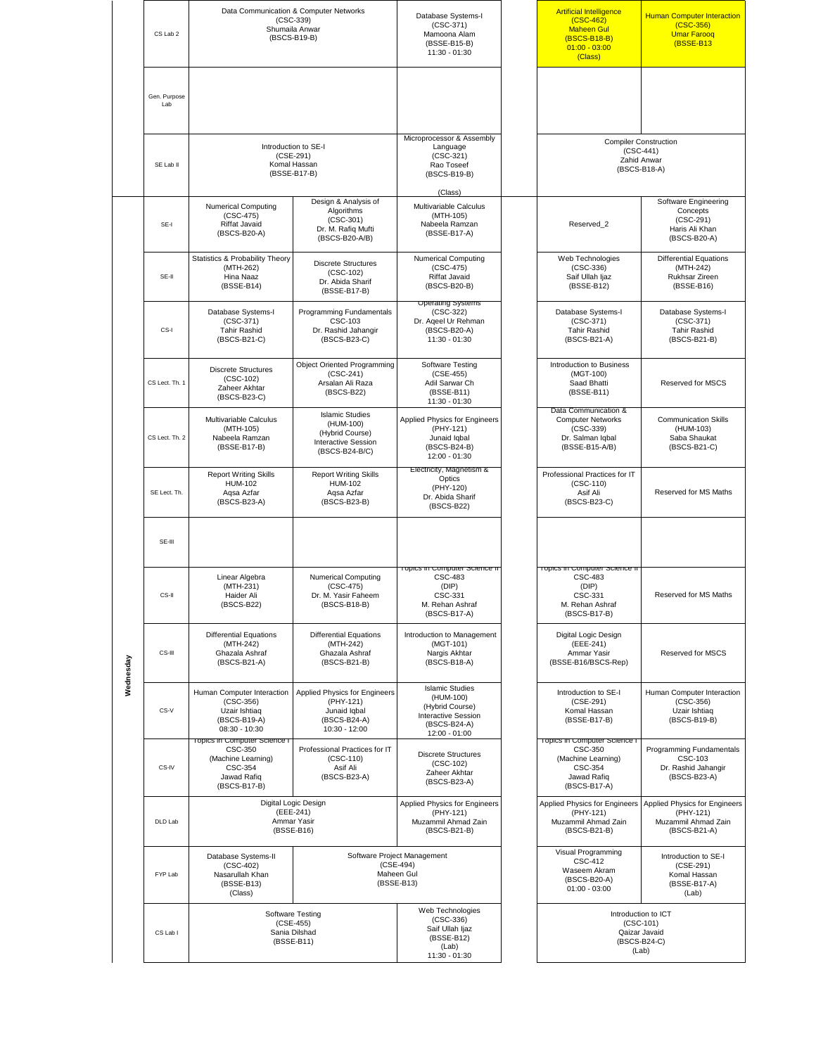| Day | Room | Slot 1 | Slot 2 | Slot 3 | Slot 4 | Slot 5 |
|---|---|---|---|---|---|---|
| | CS Lab 2 | Data Communication & Computer Networks (CSC-339) Shumaila Anwar (BSCS-B19-B) | | Database Systems-I (CSC-371) Mamoona Alam (BSSE-B15-B) 11:30 - 01:30 | Artificial Intelligence (CSC-462) Maheen Gul (BSCS-B18-B) 01:00 - 03:00 (Class) | Human Computer Interaction (CSC-356) Umar Farooq (BSSE-B13 |
| | Gen. Purpose Lab | | | | | |
| | SE Lab II | Introduction to SE-I (CSE-291) Komal Hassan (BSSE-B17-B) | | Microprocessor & Assembly Language (CSC-321) Rao Toseef (BSCS-B19-B) (Class) | Compiler Construction (CSC-441) Zahid Anwar (BSCS-B18-A) | |
| Wednesday | SE-I | Numerical Computing (CSC-475) Riffat Javaid (BSCS-B20-A) | Design & Analysis of Algorithms (CSC-301) Dr. M. Rafiq Mufti (BSCS-B20-A/B) | Multivariable Calculus (MTH-105) Nabeela Ramzan (BSSE-B17-A) | Reserved_2 | Software Engineering Concepts (CSC-291) Haris Ali Khan (BSCS-B20-A) |
| Wednesday | SE-II | Statistics & Probability Theory (MTH-262) Hina Naaz (BSSE-B14) | Discrete Structures (CSC-102) Dr. Abida Sharif (BSSE-B17-B) | Numerical Computing (CSC-475) Riffat Javaid (BSCS-B20-B) | Web Technologies (CSC-336) Saif Ullah Ijaz (BSSE-B12) | Differential Equations (MTH-242) Rukhsar Zireen (BSSE-B16) |
| Wednesday | CS-I | Database Systems-I (CSC-371) Tahir Rashid (BSCS-B21-C) | Programming Fundamentals CSC-103 Dr. Rashid Jahangir (BSCS-B23-C) | Operating Systems (CSC-322) Dr. Aqeel Ur Rehman (BSCS-B20-A) 11:30 - 01:30 | Database Systems-I (CSC-371) Tahir Rashid (BSCS-B21-A) | Database Systems-I (CSC-371) Tahir Rashid (BSCS-B21-B) |
| Wednesday | CS Lect. Th. 1 | Discrete Structures (CSC-102) Zaheer Akhtar (BSCS-B23-C) | Object Oriented Programming (CSC-241) Arsalan Ali Raza (BSCS-B22) | Software Testing (CSE-455) Adil Sarwar Ch (BSSE-B11) 11:30 - 01:30 | Introduction to Business (MGT-100) Saad Bhatti (BSSE-B11) | Reserved for MSCS |
| Wednesday | CS Lect. Th. 2 | Multivariable Calculus (MTH-105) Nabeela Ramzan (BSSE-B17-B) | Islamic Studies (HUM-100) (Hybrid Course) Interactive Session (BSCS-B24-B/C) | Applied Physics for Engineers (PHY-121) Junaid Iqbal (BSCS-B24-B) 12:00 - 01:30 | Data Communication & Computer Networks (CSC-339) Dr. Salman Iqbal (BSSE-B15-A/B) | Communication Skills (HUM-103) Saba Shaukat (BSCS-B21-C) |
| Wednesday | SE Lect. Th. | Report Writing Skills HUM-102 Aqsa Azfar (BSCS-B23-A) | Report Writing Skills HUM-102 Aqsa Azfar (BSCS-B23-B) | Electricity, Magnetism & Optics (PHY-120) Dr. Abida Sharif (BSCS-B22) | Professional Practices for IT (CSC-110) Asif Ali (BSCS-B23-C) | Reserved for MS Maths |
| Wednesday | SE-III | | | | | |
| Wednesday | CS-II | Linear Algebra (MTH-231) Haider Ali (BSCS-B22) | Numerical Computing (CSC-475) Dr. M. Yasir Faheem (BSCS-B18-B) | Topics in Computer Science II CSC-483 (DIP) CSC-331 M. Rehan Ashraf (BSCS-B17-A) | Topics in Computer Science II CSC-483 (DIP) CSC-331 M. Rehan Ashraf (BSCS-B17-B) | Reserved for MS Maths |
| Wednesday | CS-III | Differential Equations (MTH-242) Ghazala Ashraf (BSCS-B21-A) | Differential Equations (MTH-242) Ghazala Ashraf (BSCS-B21-B) | Introduction to Management (MGT-101) Nargis Akhtar (BSCS-B18-A) | Digital Logic Design (EEE-241) Ammar Yasir (BSSE-B16/BSCS-Rep) | Reserved for MSCS |
| Wednesday | CS-V | Human Computer Interaction (CSC-356) Uzair Ishtiaq (BSCS-B19-A) 08:30 - 10:30 | Applied Physics for Engineers (PHY-121) Junaid Iqbal (BSCS-B24-A) 10:30 - 12:00 | Islamic Studies (HUM-100) (Hybrid Course) Interactive Session (BSCS-B24-A) 12:00 - 01:00 | Introduction to SE-I (CSE-291) Komal Hassan (BSSE-B17-B) | Human Computer Interaction (CSC-356) Uzair Ishtiaq (BSCS-B19-B) |
| Wednesday | CS-IV | Topics in Computer Science I CSC-350 (Machine Learning) CSC-354 Jawad Rafiq (BSCS-B17-B) | Professional Practices for IT (CSC-110) Asif Ali (BSCS-B23-A) | Discrete Structures (CSC-102) Zaheer Akhtar (BSCS-B23-A) | Topics in Computer Science I CSC-350 (Machine Learning) CSC-354 Jawad Rafiq (BSCS-B17-A) | Programming Fundamentals CSC-103 Dr. Rashid Jahangir (BSCS-B23-A) |
| Wednesday | DLD Lab | Digital Logic Design (EEE-241) Ammar Yasir (BSSE-B16) | | Applied Physics for Engineers (PHY-121) Muzammil Ahmad Zain (BSCS-B21-B) | Applied Physics for Engineers (PHY-121) Muzammil Ahmad Zain (BSCS-B21-B) | Applied Physics for Engineers (PHY-121) Muzammil Ahmad Zain (BSCS-B21-A) |
| Wednesday | FYP Lab | Database Systems-II (CSC-402) Nasarullah Khan (BSSE-B13) (Class) | Software Project Management (CSE-494) Maheen Gul (BSSE-B13) | | Visual Programming CSC-412 Waseem Akram (BSCS-B20-A) 01:00 - 03:00 | Introduction to SE-I (CSE-291) Komal Hassan (BSSE-B17-A) (Lab) |
| Wednesday | CS Lab I | Software Testing (CSE-455) Sania Dilshad (BSSE-B11) | | Web Technologies (CSC-336) Saif Ullah Ijaz (BSSE-B12) (Lab) 11:30 - 01:30 | Introduction to ICT (CSC-101) Qaizar Javaid (BSCS-B24-C) (Lab) | |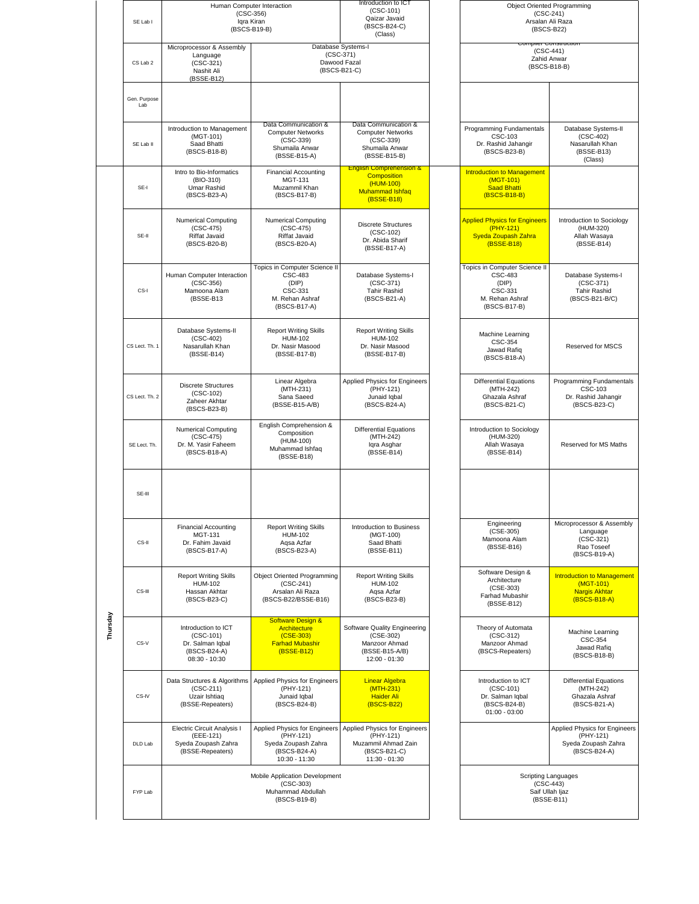| Day | Room | | | | | |
|---|---|---|---|---|---|---|
| | SE Lab I | Human Computer Interaction (CSC-356) Iqra Kiran (BSCS-B19-B) | | Introduction to ICT (CSC-101) Qaizar Javaid (BSCS-B24-C) (Class) | Object Oriented Programming (CSC-241) Arsalan Ali Raza (BSCS-B22) | |
| | CS Lab 2 | Microprocessor & Assembly Language (CSC-321) Nashit Ali (BSSE-B12) | Database Systems-I (CSC-371) Dawood Fazal (BSCS-B21-C) | | Compiler Construction (CSC-441) Zahid Anwar (BSCS-B18-B) | |
| | Gen. Purpose Lab | | | | | |
| | SE Lab II | Introduction to Management (MGT-101) Saad Bhatti (BSCS-B18-B) | Data Communication & Computer Networks (CSC-339) Shumaila Anwar (BSSE-B15-A) | Data Communication & Computer Networks (CSC-339) Shumaila Anwar (BSSE-B15-B) | Programming Fundamentals CSC-103 Dr. Rashid Jahangir (BSCS-B23-B) | Database Systems-II (CSC-402) Nasarullah Khan (BSSE-B13) (Class) |
| Thursday | SE-I | Intro to Bio-Informatics (BIO-310) Umar Rashid (BSCS-B23-A) | Financial Accounting MGT-131 Muzammil Khan (BSCS-B17-B) | English Comprehension & Composition (HUM-100) Muhammad Ishfaq (BSSE-B18) | Introduction to Management (MGT-101) Saad Bhatti (BSCS-B18-B) | |
| | SE-II | Numerical Computing (CSC-475) Riffat Javaid (BSCS-B20-B) | Numerical Computing (CSC-475) Riffat Javaid (BSCS-B20-A) | Discrete Structures (CSC-102) Dr. Abida Sharif (BSSE-B17-A) | Applied Physics for Engineers (PHY-121) Syeda Zoupash Zahra (BSSE-B18) | Introduction to Sociology (HUM-320) Allah Wasaya (BSSE-B14) |
| | CS-I | Human Computer Interaction (CSC-356) Mamoona Alam (BSSE-B13 | Topics in Computer Science II CSC-483 (DIP) CSC-331 M. Rehan Ashraf (BSCS-B17-A) | Database Systems-I (CSC-371) Tahir Rashid (BSCS-B21-A) | Topics in Computer Science II CSC-483 (DIP) CSC-331 M. Rehan Ashraf (BSCS-B17-B) | Database Systems-I (CSC-371) Tahir Rashid (BSCS-B21-B/C) |
| | CS Lect. Th. 1 | Database Systems-II (CSC-402) Nasarullah Khan (BSSE-B14) | Report Writing Skills HUM-102 Dr. Nasir Masood (BSSE-B17-B) | Report Writing Skills HUM-102 Dr. Nasir Masood (BSSE-B17-B) | Machine Learning CSC-354 Jawad Rafiq (BSCS-B18-A) | Reserved for MSCS |
| | CS Lect. Th. 2 | Discrete Structures (CSC-102) Zaheer Akhtar (BSCS-B23-B) | Linear Algebra (MTH-231) Sana Saeed (BSSE-B15-A/B) | Applied Physics for Engineers (PHY-121) Junaid Iqbal (BSCS-B24-A) | Differential Equations (MTH-242) Ghazala Ashraf (BSCS-B21-C) | Programming Fundamentals CSC-103 Dr. Rashid Jahangir (BSCS-B23-C) |
| | SE Lect. Th. | Numerical Computing (CSC-475) Dr. M. Yasir Faheem (BSCS-B18-A) | English Comprehension & Composition (HUM-100) Muhammad Ishfaq (BSSE-B18) | Differential Equations (MTH-242) Iqra Asghar (BSSE-B14) | Introduction to Sociology (HUM-320) Allah Wasaya (BSSE-B14) | Reserved for MS Maths |
| | SE-III | | | | | |
| | CS-II | Financial Accounting MGT-131 Dr. Fahim Javaid (BSCS-B17-A) | Report Writing Skills HUM-102 Aqsa Azfar (BSCS-B23-A) | Introduction to Business (MGT-100) Saad Bhatti (BSSE-B11) | Engineering (CSE-305) Mamoona Alam (BSSE-B16) | Microprocessor & Assembly Language (CSC-321) Rao Toseef (BSCS-B19-A) |
| | CS-III | Report Writing Skills HUM-102 Hassan Akhtar (BSCS-B23-C) | Object Oriented Programming (CSC-241) Arsalan Ali Raza (BSCS-B22/BSSE-B16) | Report Writing Skills HUM-102 Aqsa Azfar (BSCS-B23-B) | Software Design & Architecture (CSE-303) Farhad Mubashir (BSSE-B12) | Introduction to Management (MGT-101) Nargis Akhtar (BSCS-B18-A) |
| | CS-V | Introduction to ICT (CSC-101) Dr. Salman Iqbal (BSCS-B24-A) 08:30 - 10:30 | Software Design & Architecture (CSE-303) Farhad Mubashir (BSSE-B12) | Software Quality Engineering (CSE-302) Manzoor Ahmad (BSSE-B15-A/B) 12:00 - 01:30 | Theory of Automata (CSC-312) Manzoor Ahmad (BSCS-Repeaters) | Machine Learning CSC-354 Jawad Rafiq (BSCS-B18-B) |
| | CS-IV | Data Structures & Algorithms (CSC-211) Uzair Ishtiaq (BSSE-Repeaters) | Applied Physics for Engineers (PHY-121) Junaid Iqbal (BSCS-B24-B) | Linear Algebra (MTH-231) Haider Ali (BSCS-B22) | Introduction to ICT (CSC-101) Dr. Salman Iqbal (BSCS-B24-B) 01:00 - 03:00 | Differential Equations (MTH-242) Ghazala Ashraf (BSCS-B21-A) |
| | DLD Lab | Electric Circuit Analysis I (EEE-121) Syeda Zoupash Zahra (BSSE-Repeaters) | Applied Physics for Engineers (PHY-121) Syeda Zoupash Zahra (BSCS-B24-A) 10:30 - 11:30 | Applied Physics for Engineers (PHY-121) Muzammil Ahmad Zain (BSCS-B21-C) 11:30 - 01:30 | | Applied Physics for Engineers (PHY-121) Syeda Zoupash Zahra (BSCS-B24-A) |
| | FYP Lab | Mobile Application Development (CSC-303) Muhammad Abdullah (BSCS-B19-B) | | | Scripting Languages (CSC-443) Saif Ullah Ijaz (BSSE-B11) | |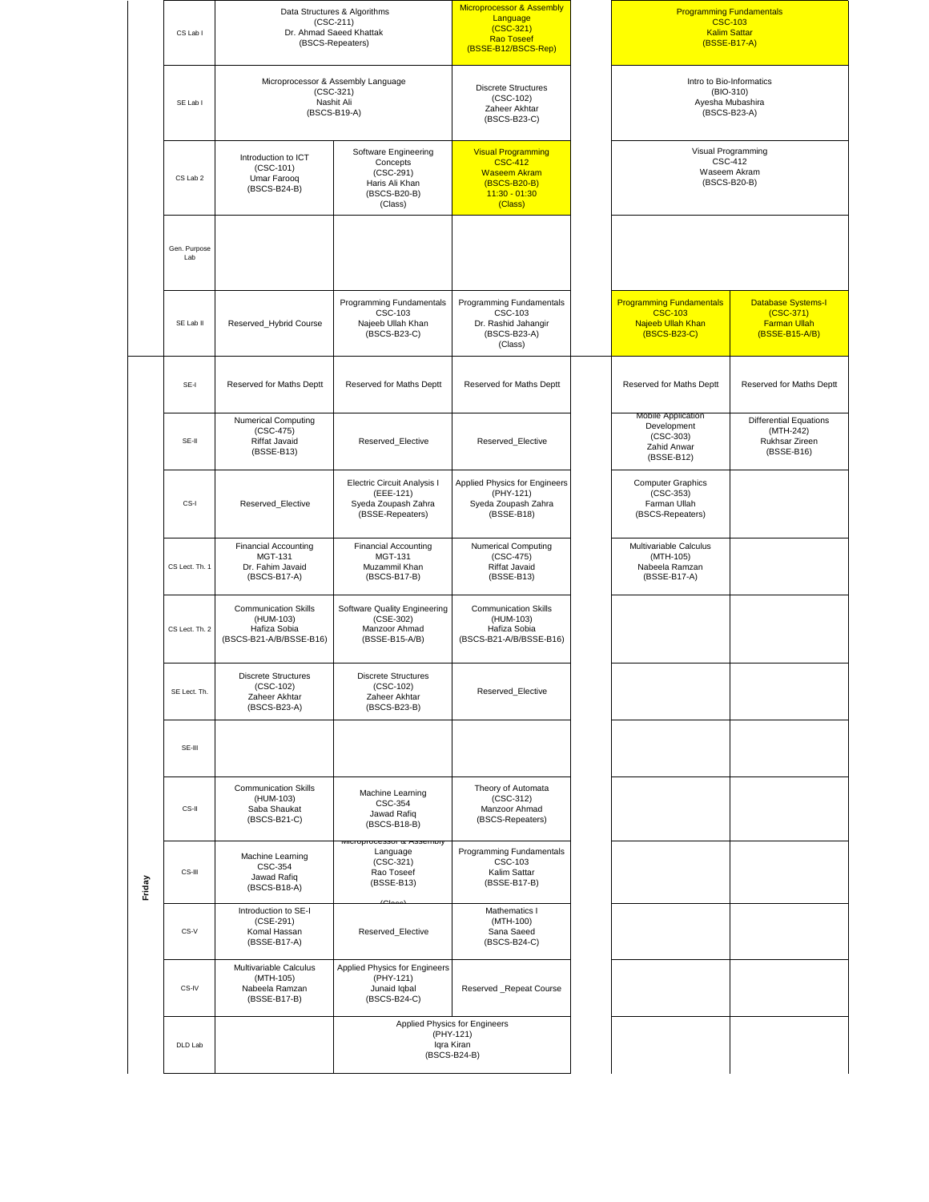| Day | Room | Slot 1 | Slot 2 | Slot 3 | | Slot 4 | Slot 5 |
|---|---|---|---|---|---|---|---|
| | CS Lab I | Data Structures & Algorithms (CSC-211) Dr. Ahmad Saeed Khattak (BSCS-Repeaters) | | Microprocessor & Assembly Language (CSC-321) Rao Toseef (BSSE-B12/BSCS-Rep) | | Programming Fundamentals CSC-103 Kalim Sattar (BSSE-B17-A) | |
| | SE Lab I | Microprocessor & Assembly Language (CSC-321) Nashit Ali (BSCS-B19-A) | | Discrete Structures (CSC-102) Zaheer Akhtar (BSCS-B23-C) | | Intro to Bio-Informatics (BIO-310) Ayesha Mubashira (BSCS-B23-A) | |
| | CS Lab 2 | Introduction to ICT (CSC-101) Umar Farooq (BSCS-B24-B) | Software Engineering Concepts (CSC-291) Haris Ali Khan (BSCS-B20-B) (Class) | Visual Programming CSC-412 Waseem Akram (BSCS-B20-B) 11:30 - 01:30 (Class) | | Visual Programming CSC-412 Waseem Akram (BSCS-B20-B) | |
| | Gen. Purpose Lab | | | | | | |
| | SE Lab II | Reserved_Hybrid Course | Programming Fundamentals CSC-103 Najeeb Ullah Khan (BSCS-B23-C) | Programming Fundamentals CSC-103 Dr. Rashid Jahangir (BSCS-B23-A) (Class) | | Programming Fundamentals CSC-103 Najeeb Ullah Khan (BSCS-B23-C) | Database Systems-I (CSC-371) Farman Ullah (BSSE-B15-A/B) |
| Friday | SE-I | Reserved for Maths Deptt | Reserved for Maths Deptt | Reserved for Maths Deptt | | Reserved for Maths Deptt | Reserved for Maths Deptt |
| | SE-II | Numerical Computing (CSC-475) Riffat Javaid (BSSE-B13) | Reserved_Elective | Reserved_Elective | | Mobile Application Development (CSC-303) Zahid Anwar (BSSE-B12) | Differential Equations (MTH-242) Rukhsar Zireen (BSSE-B16) |
| | CS-I | Reserved_Elective | Electric Circuit Analysis I (EEE-121) Syeda Zoupash Zahra (BSSE-Repeaters) | Applied Physics for Engineers (PHY-121) Syeda Zoupash Zahra (BSSE-B18) | | Computer Graphics (CSC-353) Farman Ullah (BSCS-Repeaters) | |
| | CS Lect. Th. 1 | Financial Accounting MGT-131 Dr. Fahim Javaid (BSCS-B17-A) | Financial Accounting MGT-131 Muzammil Khan (BSCS-B17-B) | Numerical Computing (CSC-475) Riffat Javaid (BSSE-B13) | | Multivariable Calculus (MTH-105) Nabeela Ramzan (BSSE-B17-A) | |
| | CS Lect. Th. 2 | Communication Skills (HUM-103) Hafiza Sobia (BSCS-B21-A/B/BSSE-B16) | Software Quality Engineering (CSE-302) Manzoor Ahmad (BSSE-B15-A/B) | Communication Skills (HUM-103) Hafiza Sobia (BSCS-B21-A/B/BSSE-B16) | | | |
| | SE Lect. Th. | Discrete Structures (CSC-102) Zaheer Akhtar (BSCS-B23-A) | Discrete Structures (CSC-102) Zaheer Akhtar (BSCS-B23-B) | Reserved_Elective | | | |
| | SE-III | | | | | | |
| | CS-II | Communication Skills (HUM-103) Saba Shaukat (BSCS-B21-C) | Machine Learning CSC-354 Jawad Rafiq (BSCS-B18-B) | Theory of Automata (CSC-312) Manzoor Ahmad (BSCS-Repeaters) | | | |
| | CS-III | Machine Learning CSC-354 Jawad Rafiq (BSCS-B18-A) | Microprocessor & Assembly Language (CSC-321) Rao Toseef (BSSE-B13) (Class) | Programming Fundamentals CSC-103 Kalim Sattar (BSSE-B17-B) | | | |
| | CS-V | Introduction to SE-I (CSE-291) Komal Hassan (BSSE-B17-A) | Reserved_Elective | Mathematics I (MTH-100) Sana Saeed (BSCS-B24-C) | | | |
| | CS-IV | Multivariable Calculus (MTH-105) Nabeela Ramzan (BSSE-B17-B) | Applied Physics for Engineers (PHY-121) Junaid Iqbal (BSCS-B24-C) | Reserved _Repeat Course | | | |
| | DLD Lab | | Applied Physics for Engineers (PHY-121) Iqra Kiran (BSCS-B24-B) | | | | |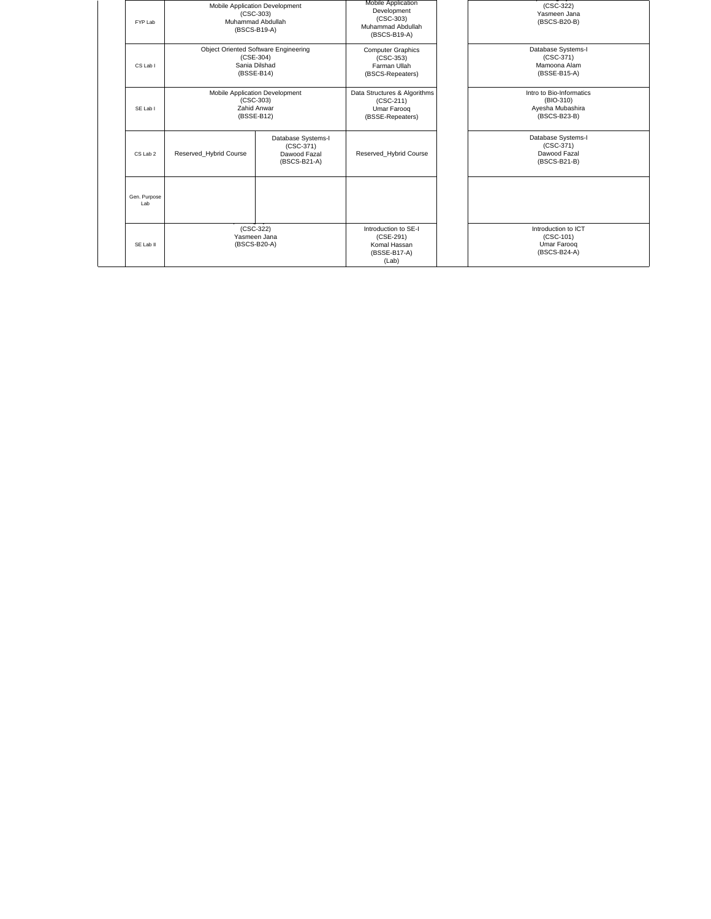| | | | | | |
|---|---|---|---|---|---|
| FYP Lab | Mobile Application Development (CSC-303) Muhammad Abdullah (BSCS-B19-A) | | Mobile Application Development (CSC-303) Muhammad Abdullah (BSCS-B19-A) | | (CSC-322) Yasmeen Jana (BSCS-B20-B) |
| CS Lab I | Object Oriented Software Engineering (CSE-304) Sania Dilshad (BSSE-B14) | | Computer Graphics (CSC-353) Farman Ullah (BSCS-Repeaters) | | Database Systems-I (CSC-371) Mamoona Alam (BSSE-B15-A) |
| SE Lab I | Mobile Application Development (CSC-303) Zahid Anwar (BSSE-B12) | | Data Structures & Algorithms (CSC-211) Umar Farooq (BSSE-Repeaters) | | Intro to Bio-Informatics (BIO-310) Ayesha Mubashira (BSCS-B23-B) |
| CS Lab 2 | Reserved_Hybrid Course | Database Systems-I (CSC-371) Dawood Fazal (BSCS-B21-A) | Reserved_Hybrid Course | | Database Systems-I (CSC-371) Dawood Fazal (BSCS-B21-B) |
| Gen. Purpose Lab | | | | | |
| SE Lab II | (CSC-322) Yasmeen Jana (BSCS-B20-A) | | Introduction to SE-I (CSE-291) Komal Hassan (BSSE-B17-A) (Lab) | | Introduction to ICT (CSC-101) Umar Farooq (BSCS-B24-A) |